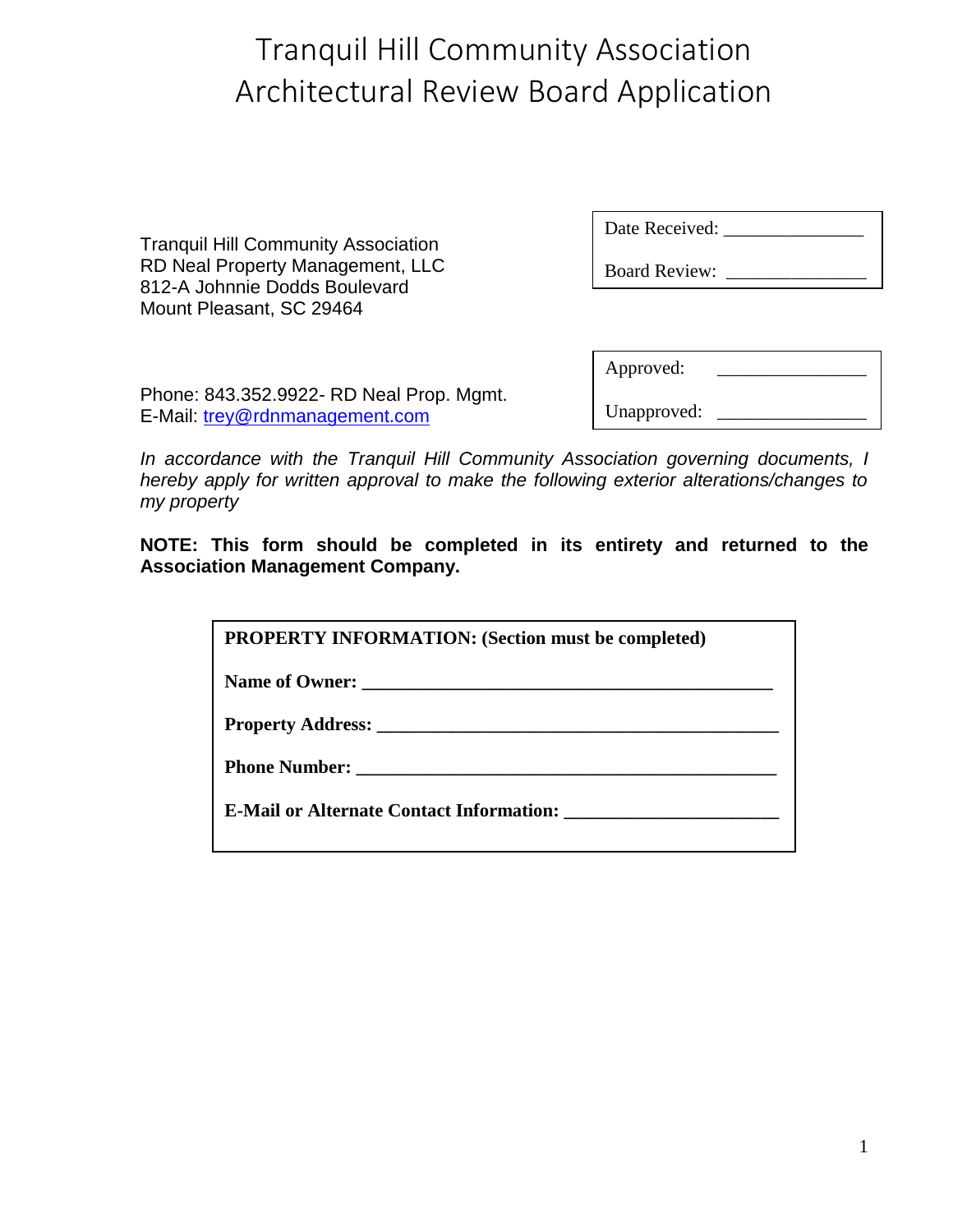# Tranquil Hill Community Association
# Architectural Review Board Application

Tranquil Hill Community Association
RD Neal Property Management, LLC
812-A Johnnie Dodds Boulevard
Mount Pleasant, SC 29464

| Date Received: _______________ |
|---|
| Board Review: _______________ |

Phone: 843.352.9922- RD Neal Prop. Mgmt.
E-Mail: trey@rdnmanagement.com

| Approved: _______________ |
|---|
| Unapproved: _______________ |

*In accordance with the Tranquil Hill Community Association governing documents, I hereby apply for written approval to make the following exterior alterations/changes to my property*

**NOTE: This form should be completed in its entirety and returned to the Association Management Company.**

**PROPERTY INFORMATION: (Section must be completed)**

**Name of Owner:** _____________________________________________

**Property Address:** ____________________________________________

**Phone Number:** ______________________________________________

**E-Mail or Alternate Contact Information:** _______________________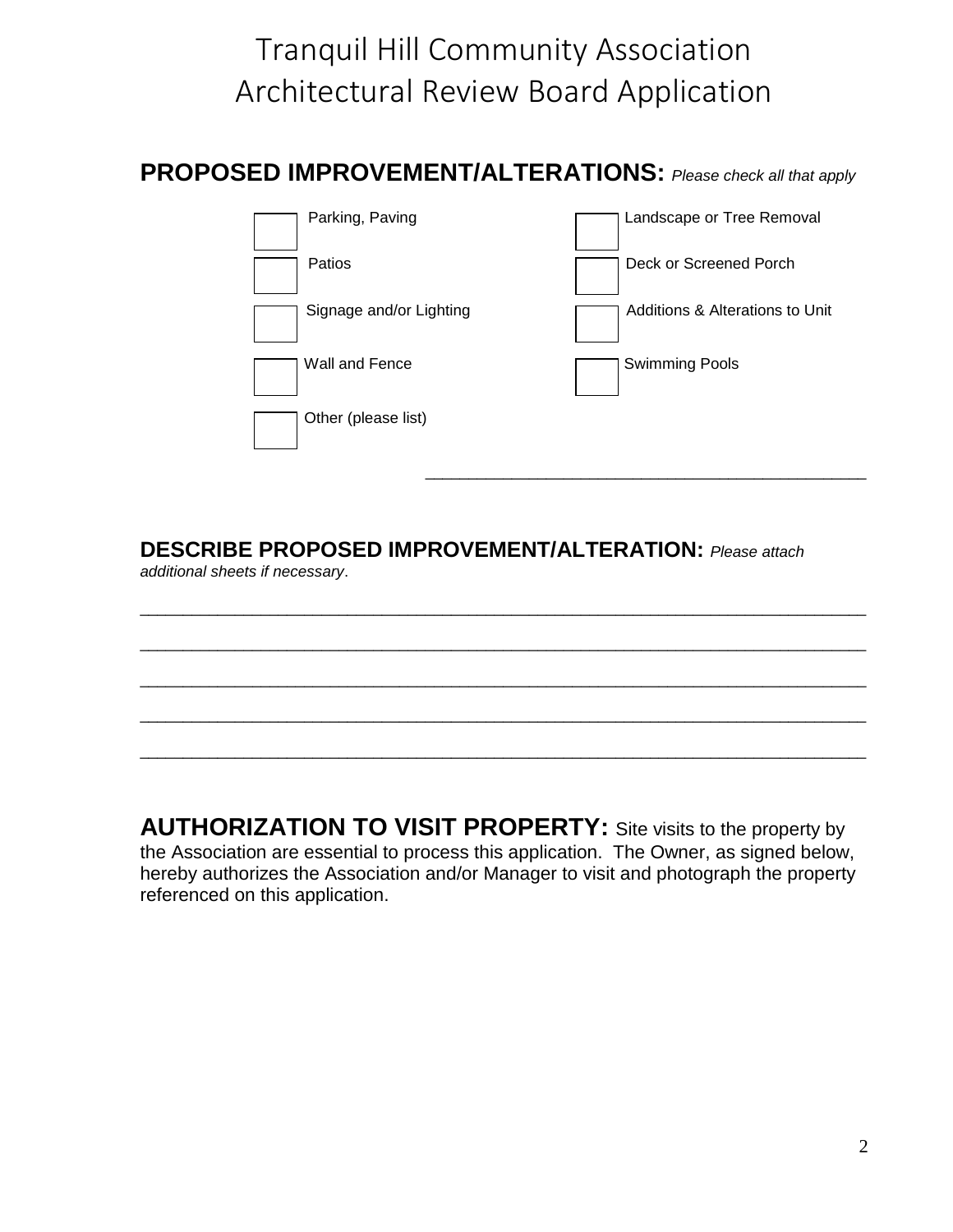# Tranquil Hill Community Association
# Architectural Review Board Application

## PROPOSED IMPROVEMENT/ALTERATIONS: *Please check all that apply*

- [ ] Parking, Paving
- [ ] Landscape or Tree Removal
- [ ] Patios
- [ ] Deck or Screened Porch
- [ ] Signage and/or Lighting
- [ ] Additions & Alterations to Unit
- [ ] Wall and Fence
- [ ] Swimming Pools
- [ ] Other (please list)

_______________________________________________

## DESCRIBE PROPOSED IMPROVEMENT/ALTERATION: *Please attach additional sheets if necessary*.

_______________________________________________________________________________

_______________________________________________________________________________

_______________________________________________________________________________

_______________________________________________________________________________

_______________________________________________________________________________

**AUTHORIZATION TO VISIT PROPERTY:** Site visits to the property by the Association are essential to process this application. The Owner, as signed below, hereby authorizes the Association and/or Manager to visit and photograph the property referenced on this application.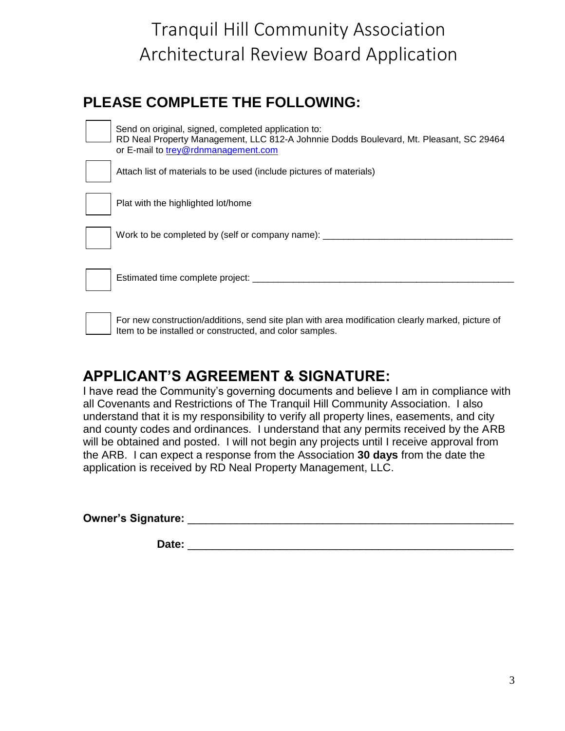# Tranquil Hill Community Association
# Architectural Review Board Application

## PLEASE COMPLETE THE FOLLOWING:

- [ ] Send on original, signed, completed application to:
  RD Neal Property Management, LLC 812-A Johnnie Dodds Boulevard, Mt. Pleasant, SC 29464
  or E-mail to trey@rdnmanagement.com
- [ ] Attach list of materials to be used (include pictures of materials)
- [ ] Plat with the highlighted lot/home
- [ ] Work to be completed by (self or company name): ____________________________________
- [ ] Estimated time complete project: ____________________________________________________
- [ ] For new construction/additions, send site plan with area modification clearly marked, picture of Item to be installed or constructed, and color samples.

## APPLICANT'S AGREEMENT & SIGNATURE:

I have read the Community's governing documents and believe I am in compliance with all Covenants and Restrictions of The Tranquil Hill Community Association. I also understand that it is my responsibility to verify all property lines, easements, and city and county codes and ordinances. I understand that any permits received by the ARB will be obtained and posted. I will not begin any projects until I receive approval from the ARB. I can expect a response from the Association **30 days** from the date the application is received by RD Neal Property Management, LLC.

**Owner's Signature:** ______________________________________________________

**Date:** ______________________________________________________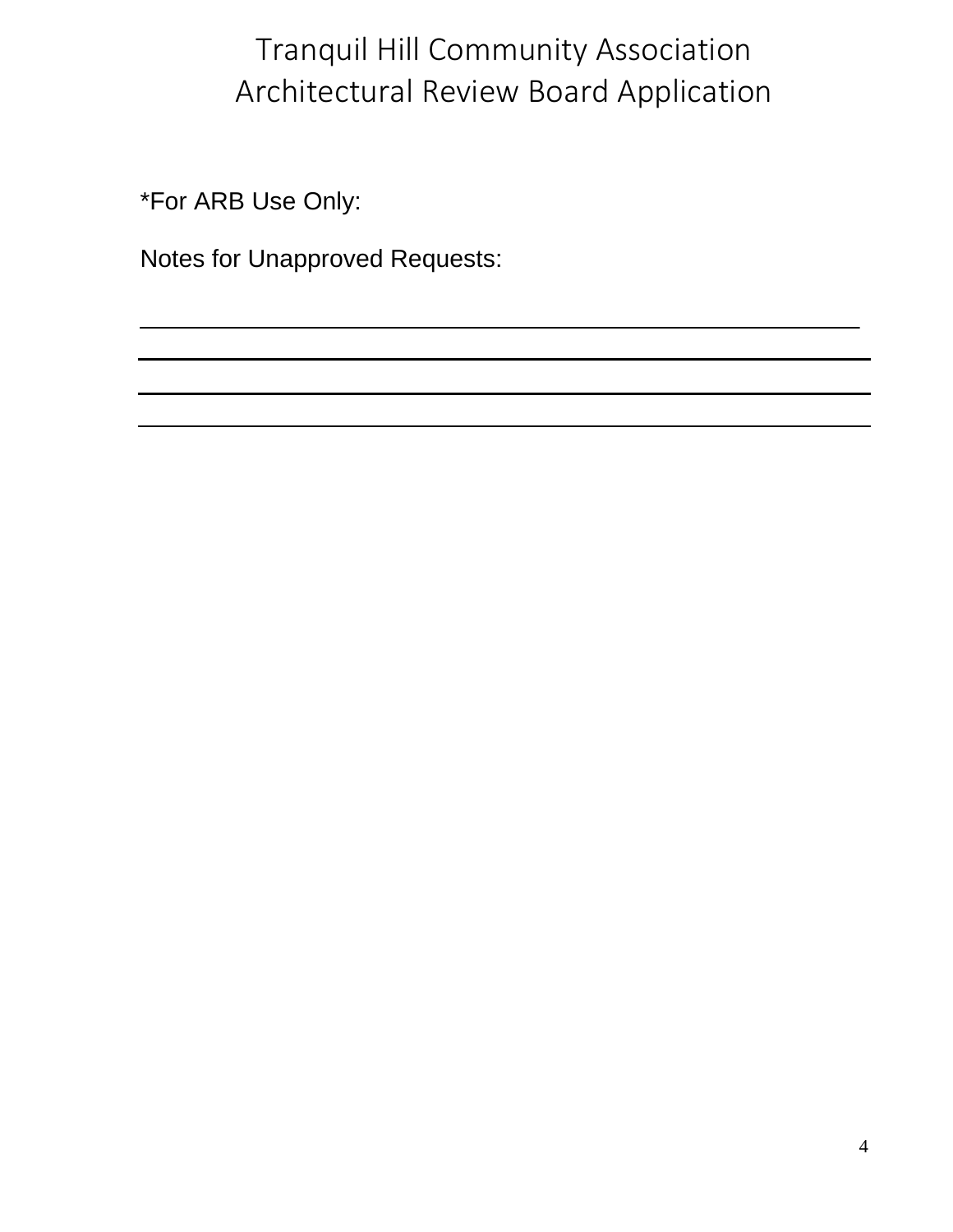# Tranquil Hill Community Association
# Architectural Review Board Application

*For ARB Use Only:

Notes for Unapproved Requests:

___________________________________________________________

___________________________________________________________

___________________________________________________________

___________________________________________________________